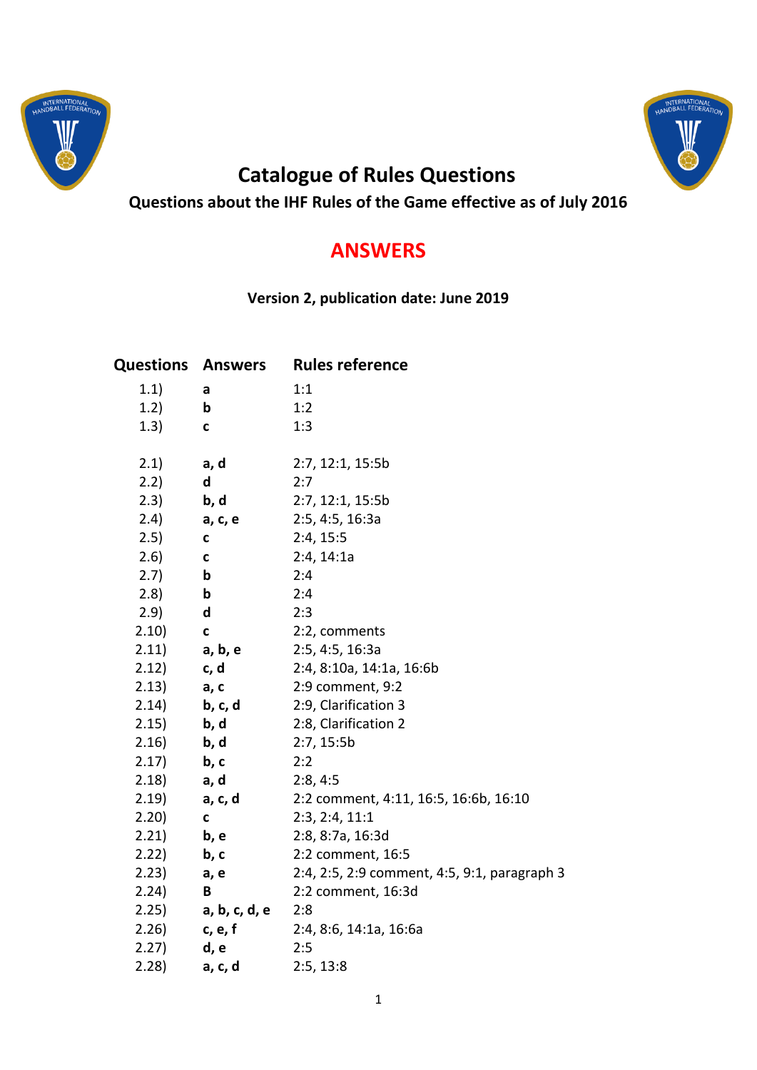# Catalogue of Rules Questions

## Questions about the IHF Rules of the Game effective as of July 2016

## ANSWERS

**Version 2, publication date: June 2019**

| Questions | Answers | Rules reference |
|---|---|---|
| 1.1) | **a** | 1:1 |
| 1.2) | **b** | 1:2 |
| 1.3) | **c** | 1:3 |
| | | |
| 2.1) | **a, d** | 2:7, 12:1, 15:5b |
| 2.2) | **d** | 2:7 |
| 2.3) | **b, d** | 2:7, 12:1, 15:5b |
| 2.4) | **a, c, e** | 2:5, 4:5, 16:3a |
| 2.5) | **c** | 2:4, 15:5 |
| 2.6) | **c** | 2:4, 14:1a |
| 2.7) | **b** | 2:4 |
| 2.8) | **b** | 2:4 |
| 2.9) | **d** | 2:3 |
| 2.10) | **c** | 2:2, comments |
| 2.11) | **a, b, e** | 2:5, 4:5, 16:3a |
| 2.12) | **c, d** | 2:4, 8:10a, 14:1a, 16:6b |
| 2.13) | **a, c** | 2:9 comment, 9:2 |
| 2.14) | **b, c, d** | 2:9, Clarification 3 |
| 2.15) | **b, d** | 2:8, Clarification 2 |
| 2.16) | **b, d** | 2:7, 15:5b |
| 2.17) | **b, c** | 2:2 |
| 2.18) | **a, d** | 2:8, 4:5 |
| 2.19) | **a, c, d** | 2:2 comment, 4:11, 16:5, 16:6b, 16:10 |
| 2.20) | **c** | 2:3, 2:4, 11:1 |
| 2.21) | **b, e** | 2:8, 8:7a, 16:3d |
| 2.22) | **b, c** | 2:2 comment, 16:5 |
| 2.23) | **a, e** | 2:4, 2:5, 2:9 comment, 4:5, 9:1, paragraph 3 |
| 2.24) | **B** | 2:2 comment, 16:3d |
| 2.25) | **a, b, c, d, e** | 2:8 |
| 2.26) | **c, e, f** | 2:4, 8:6, 14:1a, 16:6a |
| 2.27) | **d, e** | 2:5 |
| 2.28) | **a, c, d** | 2:5, 13:8 |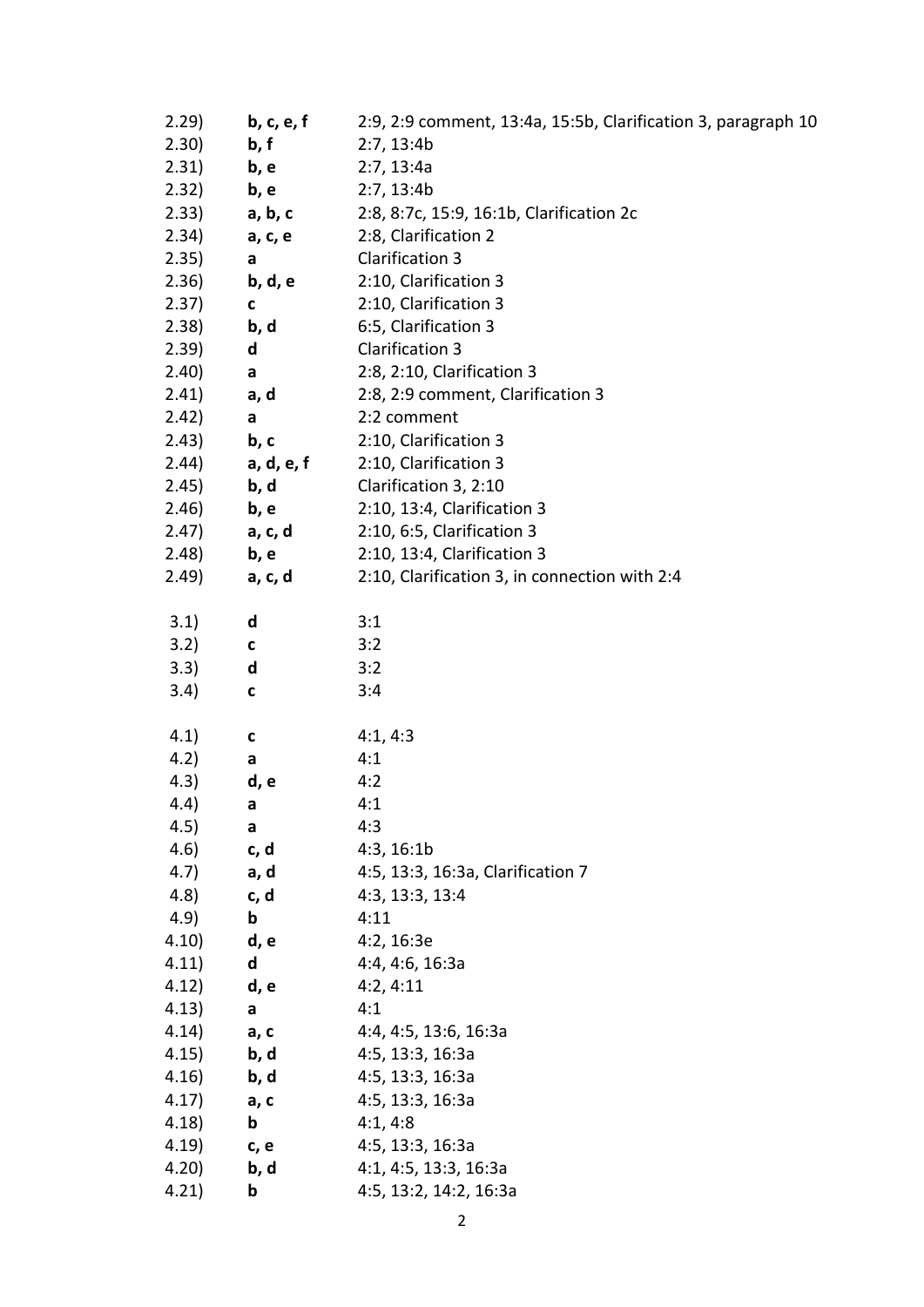| | | |
|---|---|---|
| 2.29) | **b, c, e, f** | 2:9, 2:9 comment, 13:4a, 15:5b, Clarification 3, paragraph 10 |
| 2.30) | **b, f** | 2:7, 13:4b |
| 2.31) | **b, e** | 2:7, 13:4a |
| 2.32) | **b, e** | 2:7, 13:4b |
| 2.33) | **a, b, c** | 2:8, 8:7c, 15:9, 16:1b, Clarification 2c |
| 2.34) | **a, c, e** | 2:8, Clarification 2 |
| 2.35) | **a** | Clarification 3 |
| 2.36) | **b, d, e** | 2:10, Clarification 3 |
| 2.37) | **c** | 2:10, Clarification 3 |
| 2.38) | **b, d** | 6:5, Clarification 3 |
| 2.39) | **d** | Clarification 3 |
| 2.40) | **a** | 2:8, 2:10, Clarification 3 |
| 2.41) | **a, d** | 2:8, 2:9 comment, Clarification 3 |
| 2.42) | **a** | 2:2 comment |
| 2.43) | **b, c** | 2:10, Clarification 3 |
| 2.44) | **a, d, e, f** | 2:10, Clarification 3 |
| 2.45) | **b, d** | Clarification 3, 2:10 |
| 2.46) | **b, e** | 2:10, 13:4, Clarification 3 |
| 2.47) | **a, c, d** | 2:10, 6:5, Clarification 3 |
| 2.48) | **b, e** | 2:10, 13:4, Clarification 3 |
| 2.49) | **a, c, d** | 2:10, Clarification 3, in connection with 2:4 |

| | | |
|---|---|---|
| 3.1) | **d** | 3:1 |
| 3.2) | **c** | 3:2 |
| 3.3) | **d** | 3:2 |
| 3.4) | **c** | 3:4 |

| | | |
|---|---|---|
| 4.1) | **c** | 4:1, 4:3 |
| 4.2) | **a** | 4:1 |
| 4.3) | **d, e** | 4:2 |
| 4.4) | **a** | 4:1 |
| 4.5) | **a** | 4:3 |
| 4.6) | **c, d** | 4:3, 16:1b |
| 4.7) | **a, d** | 4:5, 13:3, 16:3a, Clarification 7 |
| 4.8) | **c, d** | 4:3, 13:3, 13:4 |
| 4.9) | **b** | 4:11 |
| 4.10) | **d, e** | 4:2, 16:3e |
| 4.11) | **d** | 4:4, 4:6, 16:3a |
| 4.12) | **d, e** | 4:2, 4:11 |
| 4.13) | **a** | 4:1 |
| 4.14) | **a, c** | 4:4, 4:5, 13:6, 16:3a |
| 4.15) | **b, d** | 4:5, 13:3, 16:3a |
| 4.16) | **b, d** | 4:5, 13:3, 16:3a |
| 4.17) | **a, c** | 4:5, 13:3, 16:3a |
| 4.18) | **b** | 4:1, 4:8 |
| 4.19) | **c, e** | 4:5, 13:3, 16:3a |
| 4.20) | **b, d** | 4:1, 4:5, 13:3, 16:3a |
| 4.21) | **b** | 4:5, 13:2, 14:2, 16:3a |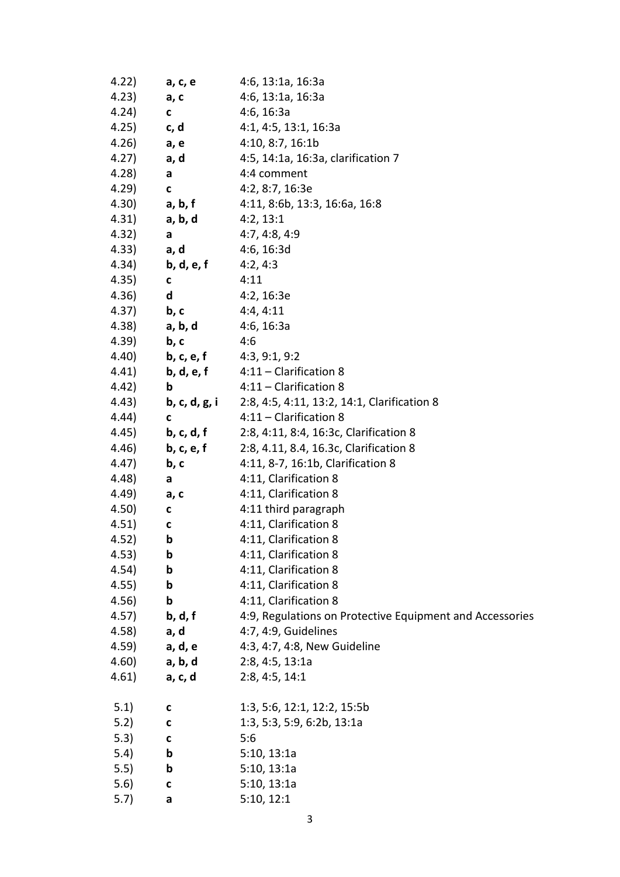| | | |
|---|---|---|
| 4.22) | **a, c, e** | 4:6, 13:1a, 16:3a |
| 4.23) | **a, c** | 4:6, 13:1a, 16:3a |
| 4.24) | **c** | 4:6, 16:3a |
| 4.25) | **c, d** | 4:1, 4:5, 13:1, 16:3a |
| 4.26) | **a, e** | 4:10, 8:7, 16:1b |
| 4.27) | **a, d** | 4:5, 14:1a, 16:3a, clarification 7 |
| 4.28) | **a** | 4:4 comment |
| 4.29) | **c** | 4:2, 8:7, 16:3e |
| 4.30) | **a, b, f** | 4:11, 8:6b, 13:3, 16:6a, 16:8 |
| 4.31) | **a, b, d** | 4:2, 13:1 |
| 4.32) | **a** | 4:7, 4:8, 4:9 |
| 4.33) | **a, d** | 4:6, 16:3d |
| 4.34) | **b, d, e, f** | 4:2, 4:3 |
| 4.35) | **c** | 4:11 |
| 4.36) | **d** | 4:2, 16:3e |
| 4.37) | **b, c** | 4:4, 4:11 |
| 4.38) | **a, b, d** | 4:6, 16:3a |
| 4.39) | **b, c** | 4:6 |
| 4.40) | **b, c, e, f** | 4:3, 9:1, 9:2 |
| 4.41) | **b, d, e, f** | 4:11 – Clarification 8 |
| 4.42) | **b** | 4:11 – Clarification 8 |
| 4.43) | **b, c, d, g, i** | 2:8, 4:5, 4:11, 13:2, 14:1, Clarification 8 |
| 4.44) | **c** | 4:11 – Clarification 8 |
| 4.45) | **b, c, d, f** | 2:8, 4:11, 8:4, 16:3c, Clarification 8 |
| 4.46) | **b, c, e, f** | 2:8, 4.11, 8.4, 16.3c, Clarification 8 |
| 4.47) | **b, c** | 4:11, 8-7, 16:1b, Clarification 8 |
| 4.48) | **a** | 4:11, Clarification 8 |
| 4.49) | **a, c** | 4:11, Clarification 8 |
| 4.50) | **c** | 4:11 third paragraph |
| 4.51) | **c** | 4:11, Clarification 8 |
| 4.52) | **b** | 4:11, Clarification 8 |
| 4.53) | **b** | 4:11, Clarification 8 |
| 4.54) | **b** | 4:11, Clarification 8 |
| 4.55) | **b** | 4:11, Clarification 8 |
| 4.56) | **b** | 4:11, Clarification 8 |
| 4.57) | **b, d, f** | 4:9, Regulations on Protective Equipment and Accessories |
| 4.58) | **a, d** | 4:7, 4:9, Guidelines |
| 4.59) | **a, d, e** | 4:3, 4:7, 4:8, New Guideline |
| 4.60) | **a, b, d** | 2:8, 4:5, 13:1a |
| 4.61) | **a, c, d** | 2:8, 4:5, 14:1 |

| | | |
|---|---|---|
| 5.1) | **c** | 1:3, 5:6, 12:1, 12:2, 15:5b |
| 5.2) | **c** | 1:3, 5:3, 5:9, 6:2b, 13:1a |
| 5.3) | **c** | 5:6 |
| 5.4) | **b** | 5:10, 13:1a |
| 5.5) | **b** | 5:10, 13:1a |
| 5.6) | **c** | 5:10, 13:1a |
| 5.7) | **a** | 5:10, 12:1 |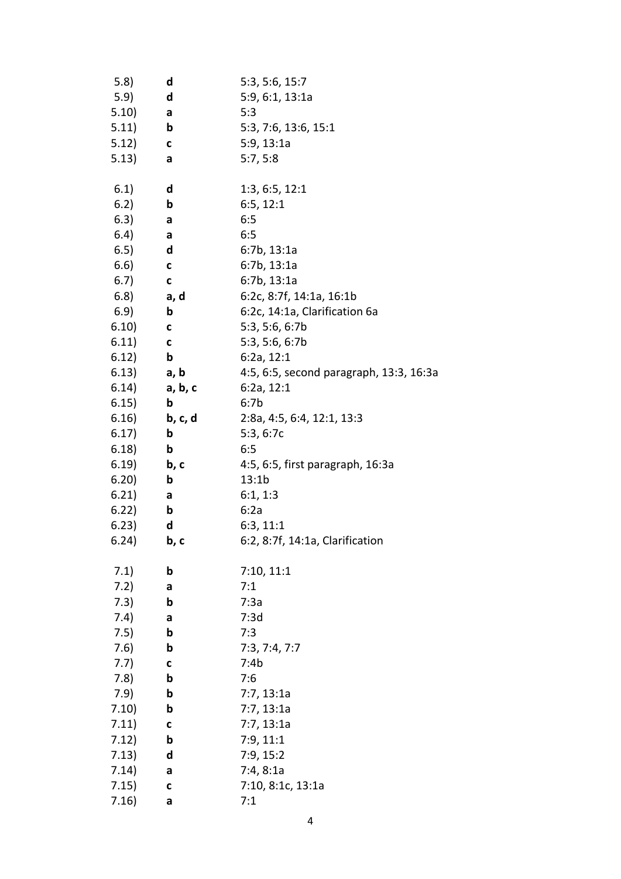| | | |
|---|---|---|
| 5.8) | **d** | 5:3, 5:6, 15:7 |
| 5.9) | **d** | 5:9, 6:1, 13:1a |
| 5.10) | **a** | 5:3 |
| 5.11) | **b** | 5:3, 7:6, 13:6, 15:1 |
| 5.12) | **c** | 5:9, 13:1a |
| 5.13) | **a** | 5:7, 5:8 |

| | | |
|---|---|---|
| 6.1) | **d** | 1:3, 6:5, 12:1 |
| 6.2) | **b** | 6:5, 12:1 |
| 6.3) | **a** | 6:5 |
| 6.4) | **a** | 6:5 |
| 6.5) | **d** | 6:7b, 13:1a |
| 6.6) | **c** | 6:7b, 13:1a |
| 6.7) | **c** | 6:7b, 13:1a |
| 6.8) | **a, d** | 6:2c, 8:7f, 14:1a, 16:1b |
| 6.9) | **b** | 6:2c, 14:1a, Clarification 6a |
| 6.10) | **c** | 5:3, 5:6, 6:7b |
| 6.11) | **c** | 5:3, 5:6, 6:7b |
| 6.12) | **b** | 6:2a, 12:1 |
| 6.13) | **a, b** | 4:5, 6:5, second paragraph, 13:3, 16:3a |
| 6.14) | **a, b, c** | 6:2a, 12:1 |
| 6.15) | **b** | 6:7b |
| 6.16) | **b, c, d** | 2:8a, 4:5, 6:4, 12:1, 13:3 |
| 6.17) | **b** | 5:3, 6:7c |
| 6.18) | **b** | 6:5 |
| 6.19) | **b, c** | 4:5, 6:5, first paragraph, 16:3a |
| 6.20) | **b** | 13:1b |
| 6.21) | **a** | 6:1, 1:3 |
| 6.22) | **b** | 6:2a |
| 6.23) | **d** | 6:3, 11:1 |
| 6.24) | **b, c** | 6:2, 8:7f, 14:1a, Clarification |

| | | |
|---|---|---|
| 7.1) | **b** | 7:10, 11:1 |
| 7.2) | **a** | 7:1 |
| 7.3) | **b** | 7:3a |
| 7.4) | **a** | 7:3d |
| 7.5) | **b** | 7:3 |
| 7.6) | **b** | 7:3, 7:4, 7:7 |
| 7.7) | **c** | 7:4b |
| 7.8) | **b** | 7:6 |
| 7.9) | **b** | 7:7, 13:1a |
| 7.10) | **b** | 7:7, 13:1a |
| 7.11) | **c** | 7:7, 13:1a |
| 7.12) | **b** | 7:9, 11:1 |
| 7.13) | **d** | 7:9, 15:2 |
| 7.14) | **a** | 7:4, 8:1a |
| 7.15) | **c** | 7:10, 8:1c, 13:1a |
| 7.16) | **a** | 7:1 |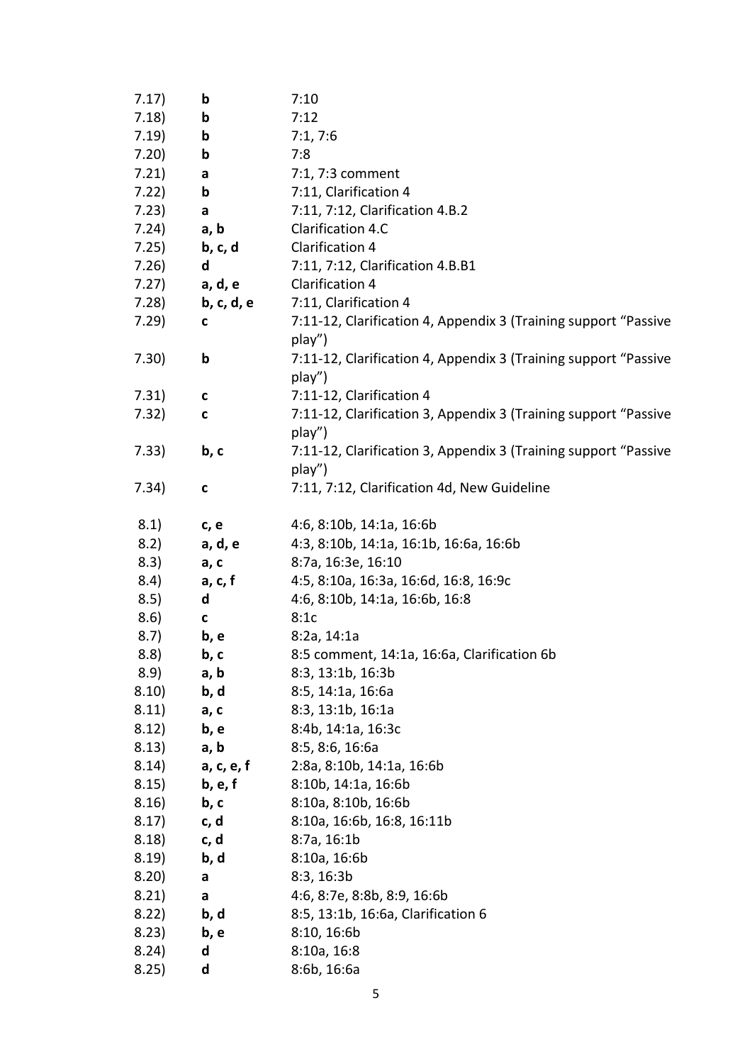| | | |
|---|---|---|
| 7.17) | **b** | 7:10 |
| 7.18) | **b** | 7:12 |
| 7.19) | **b** | 7:1, 7:6 |
| 7.20) | **b** | 7:8 |
| 7.21) | **a** | 7:1, 7:3 comment |
| 7.22) | **b** | 7:11, Clarification 4 |
| 7.23) | **a** | 7:11, 7:12, Clarification 4.B.2 |
| 7.24) | **a, b** | Clarification 4.C |
| 7.25) | **b, c, d** | Clarification 4 |
| 7.26) | **d** | 7:11, 7:12, Clarification 4.B.B1 |
| 7.27) | **a, d, e** | Clarification 4 |
| 7.28) | **b, c, d, e** | 7:11, Clarification 4 |
| 7.29) | **c** | 7:11-12, Clarification 4, Appendix 3 (Training support "Passive play") |
| 7.30) | **b** | 7:11-12, Clarification 4, Appendix 3 (Training support "Passive play") |
| 7.31) | **c** | 7:11-12, Clarification 4 |
| 7.32) | **c** | 7:11-12, Clarification 3, Appendix 3 (Training support "Passive play") |
| 7.33) | **b, c** | 7:11-12, Clarification 3, Appendix 3 (Training support "Passive play") |
| 7.34) | **c** | 7:11, 7:12, Clarification 4d, New Guideline |
| 8.1) | **c, e** | 4:6, 8:10b, 14:1a, 16:6b |
| 8.2) | **a, d, e** | 4:3, 8:10b, 14:1a, 16:1b, 16:6a, 16:6b |
| 8.3) | **a, c** | 8:7a, 16:3e, 16:10 |
| 8.4) | **a, c, f** | 4:5, 8:10a, 16:3a, 16:6d, 16:8, 16:9c |
| 8.5) | **d** | 4:6, 8:10b, 14:1a, 16:6b, 16:8 |
| 8.6) | **c** | 8:1c |
| 8.7) | **b, e** | 8:2a, 14:1a |
| 8.8) | **b, c** | 8:5 comment, 14:1a, 16:6a, Clarification 6b |
| 8.9) | **a, b** | 8:3, 13:1b, 16:3b |
| 8.10) | **b, d** | 8:5, 14:1a, 16:6a |
| 8.11) | **a, c** | 8:3, 13:1b, 16:1a |
| 8.12) | **b, e** | 8:4b, 14:1a, 16:3c |
| 8.13) | **a, b** | 8:5, 8:6, 16:6a |
| 8.14) | **a, c, e, f** | 2:8a, 8:10b, 14:1a, 16:6b |
| 8.15) | **b, e, f** | 8:10b, 14:1a, 16:6b |
| 8.16) | **b, c** | 8:10a, 8:10b, 16:6b |
| 8.17) | **c, d** | 8:10a, 16:6b, 16:8, 16:11b |
| 8.18) | **c, d** | 8:7a, 16:1b |
| 8.19) | **b, d** | 8:10a, 16:6b |
| 8.20) | **a** | 8:3, 16:3b |
| 8.21) | **a** | 4:6, 8:7e, 8:8b, 8:9, 16:6b |
| 8.22) | **b, d** | 8:5, 13:1b, 16:6a, Clarification 6 |
| 8.23) | **b, e** | 8:10, 16:6b |
| 8.24) | **d** | 8:10a, 16:8 |
| 8.25) | **d** | 8:6b, 16:6a |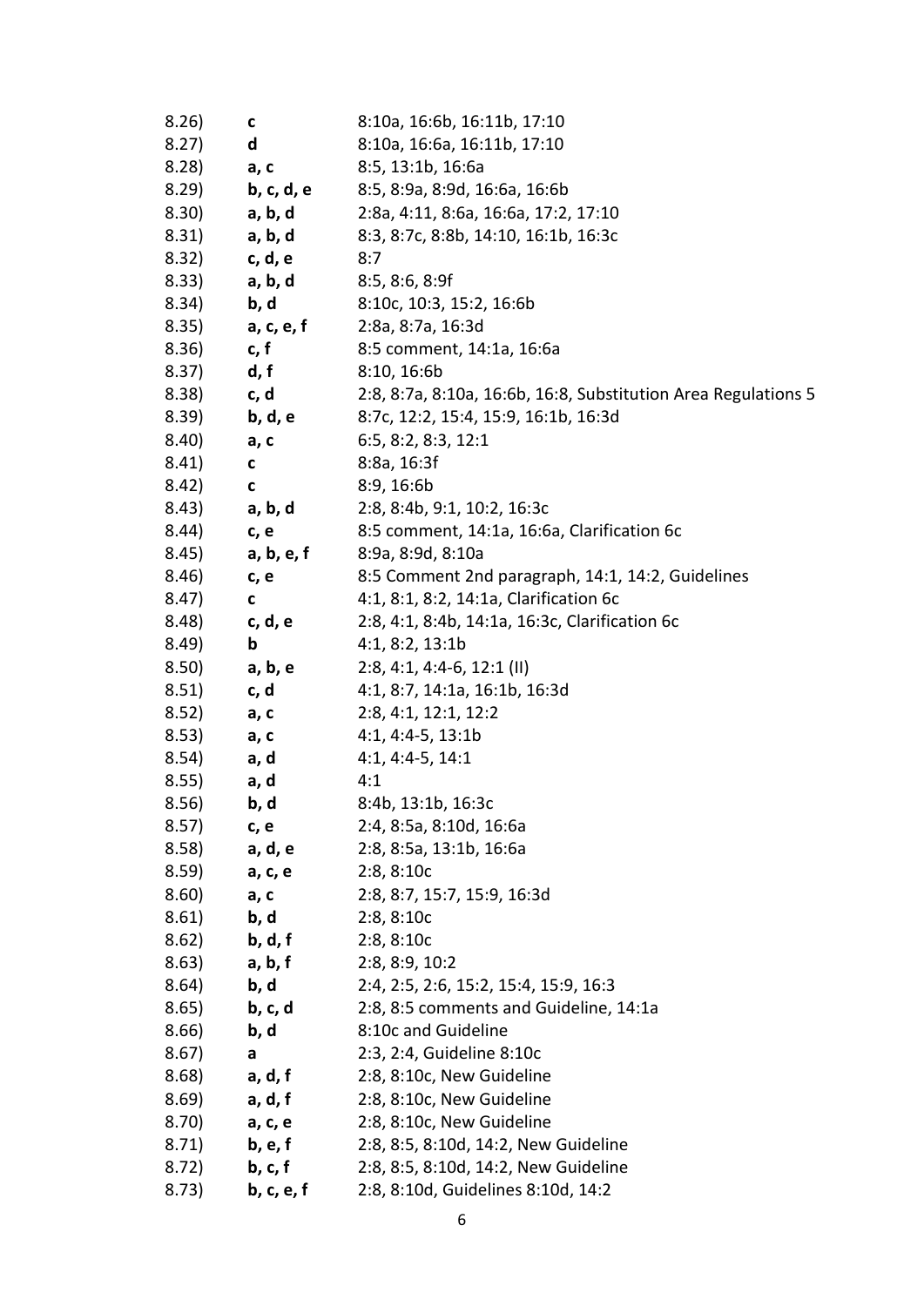| | | |
|---|---|---|
| 8.26) | **c** | 8:10a, 16:6b, 16:11b, 17:10 |
| 8.27) | **d** | 8:10a, 16:6a, 16:11b, 17:10 |
| 8.28) | **a, c** | 8:5, 13:1b, 16:6a |
| 8.29) | **b, c, d, e** | 8:5, 8:9a, 8:9d, 16:6a, 16:6b |
| 8.30) | **a, b, d** | 2:8a, 4:11, 8:6a, 16:6a, 17:2, 17:10 |
| 8.31) | **a, b, d** | 8:3, 8:7c, 8:8b, 14:10, 16:1b, 16:3c |
| 8.32) | **c, d, e** | 8:7 |
| 8.33) | **a, b, d** | 8:5, 8:6, 8:9f |
| 8.34) | **b, d** | 8:10c, 10:3, 15:2, 16:6b |
| 8.35) | **a, c, e, f** | 2:8a, 8:7a, 16:3d |
| 8.36) | **c, f** | 8:5 comment, 14:1a, 16:6a |
| 8.37) | **d, f** | 8:10, 16:6b |
| 8.38) | **c, d** | 2:8, 8:7a, 8:10a, 16:6b, 16:8, Substitution Area Regulations 5 |
| 8.39) | **b, d, e** | 8:7c, 12:2, 15:4, 15:9, 16:1b, 16:3d |
| 8.40) | **a, c** | 6:5, 8:2, 8:3, 12:1 |
| 8.41) | **c** | 8:8a, 16:3f |
| 8.42) | **c** | 8:9, 16:6b |
| 8.43) | **a, b, d** | 2:8, 8:4b, 9:1, 10:2, 16:3c |
| 8.44) | **c, e** | 8:5 comment, 14:1a, 16:6a, Clarification 6c |
| 8.45) | **a, b, e, f** | 8:9a, 8:9d, 8:10a |
| 8.46) | **c, e** | 8:5 Comment 2nd paragraph, 14:1, 14:2, Guidelines |
| 8.47) | **c** | 4:1, 8:1, 8:2, 14:1a, Clarification 6c |
| 8.48) | **c, d, e** | 2:8, 4:1, 8:4b, 14:1a, 16:3c, Clarification 6c |
| 8.49) | **b** | 4:1, 8:2, 13:1b |
| 8.50) | **a, b, e** | 2:8, 4:1, 4:4-6, 12:1 (II) |
| 8.51) | **c, d** | 4:1, 8:7, 14:1a, 16:1b, 16:3d |
| 8.52) | **a, c** | 2:8, 4:1, 12:1, 12:2 |
| 8.53) | **a, c** | 4:1, 4:4-5, 13:1b |
| 8.54) | **a, d** | 4:1, 4:4-5, 14:1 |
| 8.55) | **a, d** | 4:1 |
| 8.56) | **b, d** | 8:4b, 13:1b, 16:3c |
| 8.57) | **c, e** | 2:4, 8:5a, 8:10d, 16:6a |
| 8.58) | **a, d, e** | 2:8, 8:5a, 13:1b, 16:6a |
| 8.59) | **a, c, e** | 2:8, 8:10c |
| 8.60) | **a, c** | 2:8, 8:7, 15:7, 15:9, 16:3d |
| 8.61) | **b, d** | 2:8, 8:10c |
| 8.62) | **b, d, f** | 2:8, 8:10c |
| 8.63) | **a, b, f** | 2:8, 8:9, 10:2 |
| 8.64) | **b, d** | 2:4, 2:5, 2:6, 15:2, 15:4, 15:9, 16:3 |
| 8.65) | **b, c, d** | 2:8, 8:5 comments and Guideline, 14:1a |
| 8.66) | **b, d** | 8:10c and Guideline |
| 8.67) | **a** | 2:3, 2:4, Guideline 8:10c |
| 8.68) | **a, d, f** | 2:8, 8:10c, New Guideline |
| 8.69) | **a, d, f** | 2:8, 8:10c, New Guideline |
| 8.70) | **a, c, e** | 2:8, 8:10c, New Guideline |
| 8.71) | **b, e, f** | 2:8, 8:5, 8:10d, 14:2, New Guideline |
| 8.72) | **b, c, f** | 2:8, 8:5, 8:10d, 14:2, New Guideline |
| 8.73) | **b, c, e, f** | 2:8, 8:10d, Guidelines 8:10d, 14:2 |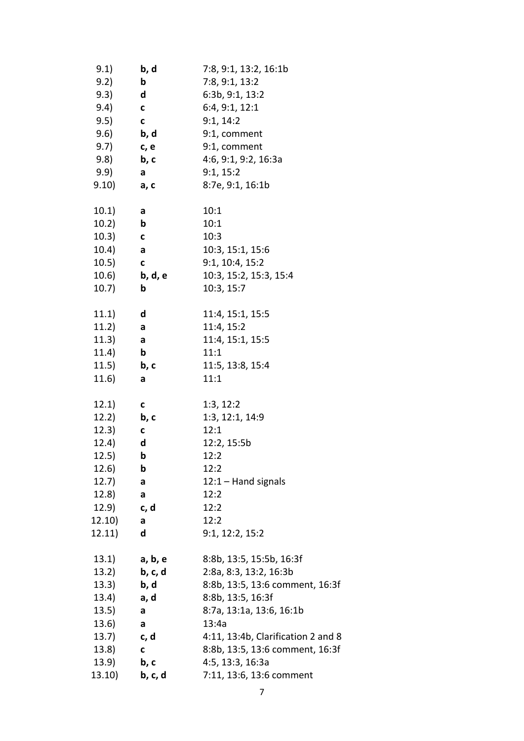| | | |
|---|---|---|
| 9.1) | **b, d** | 7:8, 9:1, 13:2, 16:1b |
| 9.2) | **b** | 7:8, 9:1, 13:2 |
| 9.3) | **d** | 6:3b, 9:1, 13:2 |
| 9.4) | **c** | 6:4, 9:1, 12:1 |
| 9.5) | **c** | 9:1, 14:2 |
| 9.6) | **b, d** | 9:1, comment |
| 9.7) | **c, e** | 9:1, comment |
| 9.8) | **b, c** | 4:6, 9:1, 9:2, 16:3a |
| 9.9) | **a** | 9:1, 15:2 |
| 9.10) | **a, c** | 8:7e, 9:1, 16:1b |
| | | |
| 10.1) | **a** | 10:1 |
| 10.2) | **b** | 10:1 |
| 10.3) | **c** | 10:3 |
| 10.4) | **a** | 10:3, 15:1, 15:6 |
| 10.5) | **c** | 9:1, 10:4, 15:2 |
| 10.6) | **b, d, e** | 10:3, 15:2, 15:3, 15:4 |
| 10.7) | **b** | 10:3, 15:7 |
| | | |
| 11.1) | **d** | 11:4, 15:1, 15:5 |
| 11.2) | **a** | 11:4, 15:2 |
| 11.3) | **a** | 11:4, 15:1, 15:5 |
| 11.4) | **b** | 11:1 |
| 11.5) | **b, c** | 11:5, 13:8, 15:4 |
| 11.6) | **a** | 11:1 |
| | | |
| 12.1) | **c** | 1:3, 12:2 |
| 12.2) | **b, c** | 1:3, 12:1, 14:9 |
| 12.3) | **c** | 12:1 |
| 12.4) | **d** | 12:2, 15:5b |
| 12.5) | **b** | 12:2 |
| 12.6) | **b** | 12:2 |
| 12.7) | **a** | 12:1 – Hand signals |
| 12.8) | **a** | 12:2 |
| 12.9) | **c, d** | 12:2 |
| 12.10) | **a** | 12:2 |
| 12.11) | **d** | 9:1, 12:2, 15:2 |
| | | |
| 13.1) | **a, b, e** | 8:8b, 13:5, 15:5b, 16:3f |
| 13.2) | **b, c, d** | 2:8a, 8:3, 13:2, 16:3b |
| 13.3) | **b, d** | 8:8b, 13:5, 13:6 comment, 16:3f |
| 13.4) | **a, d** | 8:8b, 13:5, 16:3f |
| 13.5) | **a** | 8:7a, 13:1a, 13:6, 16:1b |
| 13.6) | **a** | 13:4a |
| 13.7) | **c, d** | 4:11, 13:4b, Clarification 2 and 8 |
| 13.8) | **c** | 8:8b, 13:5, 13:6 comment, 16:3f |
| 13.9) | **b, c** | 4:5, 13:3, 16:3a |
| 13.10) | **b, c, d** | 7:11, 13:6, 13:6 comment |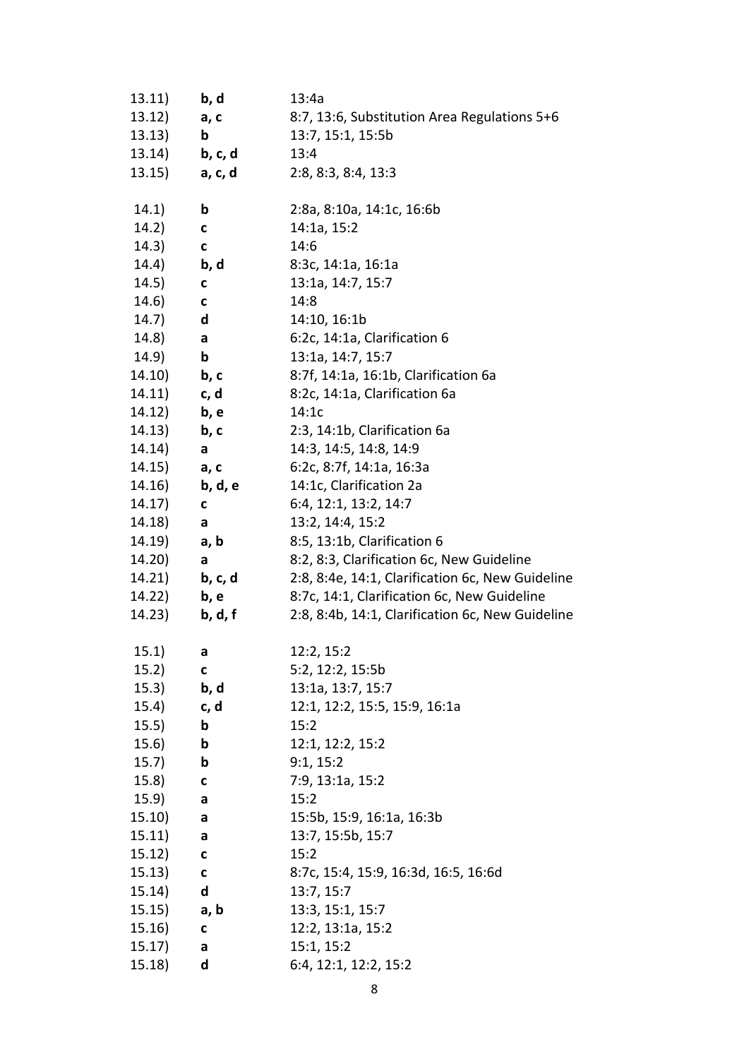| | | |
|---|---|---|
| 13.11) | **b, d** | 13:4a |
| 13.12) | **a, c** | 8:7, 13:6, Substitution Area Regulations 5+6 |
| 13.13) | **b** | 13:7, 15:1, 15:5b |
| 13.14) | **b, c, d** | 13:4 |
| 13.15) | **a, c, d** | 2:8, 8:3, 8:4, 13:3 |
| | | |
| 14.1) | **b** | 2:8a, 8:10a, 14:1c, 16:6b |
| 14.2) | **c** | 14:1a, 15:2 |
| 14.3) | **c** | 14:6 |
| 14.4) | **b, d** | 8:3c, 14:1a, 16:1a |
| 14.5) | **c** | 13:1a, 14:7, 15:7 |
| 14.6) | **c** | 14:8 |
| 14.7) | **d** | 14:10, 16:1b |
| 14.8) | **a** | 6:2c, 14:1a, Clarification 6 |
| 14.9) | **b** | 13:1a, 14:7, 15:7 |
| 14.10) | **b, c** | 8:7f, 14:1a, 16:1b, Clarification 6a |
| 14.11) | **c, d** | 8:2c, 14:1a, Clarification 6a |
| 14.12) | **b, e** | 14:1c |
| 14.13) | **b, c** | 2:3, 14:1b, Clarification 6a |
| 14.14) | **a** | 14:3, 14:5, 14:8, 14:9 |
| 14.15) | **a, c** | 6:2c, 8:7f, 14:1a, 16:3a |
| 14.16) | **b, d, e** | 14:1c, Clarification 2a |
| 14.17) | **c** | 6:4, 12:1, 13:2, 14:7 |
| 14.18) | **a** | 13:2, 14:4, 15:2 |
| 14.19) | **a, b** | 8:5, 13:1b, Clarification 6 |
| 14.20) | **a** | 8:2, 8:3, Clarification 6c, New Guideline |
| 14.21) | **b, c, d** | 2:8, 8:4e, 14:1, Clarification 6c, New Guideline |
| 14.22) | **b, e** | 8:7c, 14:1, Clarification 6c, New Guideline |
| 14.23) | **b, d, f** | 2:8, 8:4b, 14:1, Clarification 6c, New Guideline |
| | | |
| 15.1) | **a** | 12:2, 15:2 |
| 15.2) | **c** | 5:2, 12:2, 15:5b |
| 15.3) | **b, d** | 13:1a, 13:7, 15:7 |
| 15.4) | **c, d** | 12:1, 12:2, 15:5, 15:9, 16:1a |
| 15.5) | **b** | 15:2 |
| 15.6) | **b** | 12:1, 12:2, 15:2 |
| 15.7) | **b** | 9:1, 15:2 |
| 15.8) | **c** | 7:9, 13:1a, 15:2 |
| 15.9) | **a** | 15:2 |
| 15.10) | **a** | 15:5b, 15:9, 16:1a, 16:3b |
| 15.11) | **a** | 13:7, 15:5b, 15:7 |
| 15.12) | **c** | 15:2 |
| 15.13) | **c** | 8:7c, 15:4, 15:9, 16:3d, 16:5, 16:6d |
| 15.14) | **d** | 13:7, 15:7 |
| 15.15) | **a, b** | 13:3, 15:1, 15:7 |
| 15.16) | **c** | 12:2, 13:1a, 15:2 |
| 15.17) | **a** | 15:1, 15:2 |
| 15.18) | **d** | 6:4, 12:1, 12:2, 15:2 |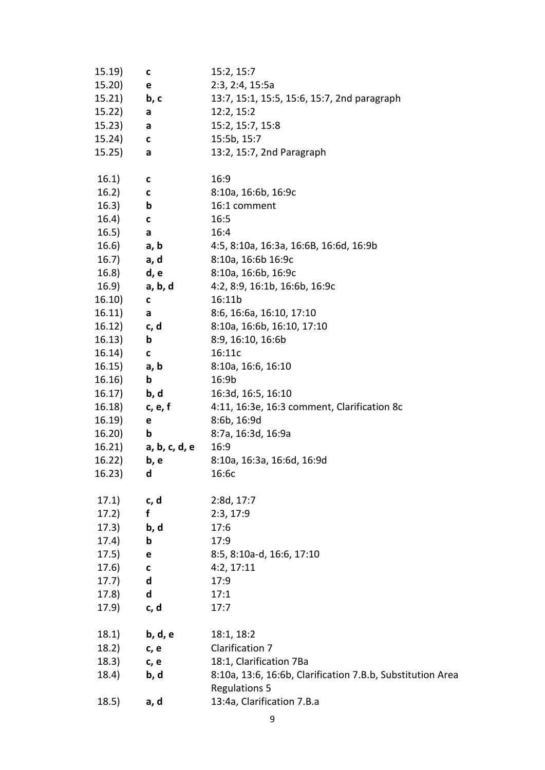| | | |
|---|---|---|
| 15.19) | **c** | 15:2, 15:7 |
| 15.20) | **e** | 2:3, 2:4, 15:5a |
| 15.21) | **b, c** | 13:7, 15:1, 15:5, 15:6, 15:7, 2nd paragraph |
| 15.22) | **a** | 12:2, 15:2 |
| 15.23) | **a** | 15:2, 15:7, 15:8 |
| 15.24) | **c** | 15:5b, 15:7 |
| 15.25) | **a** | 13:2, 15:7, 2nd Paragraph |
| | | |
| 16.1) | **c** | 16:9 |
| 16.2) | **c** | 8:10a, 16:6b, 16:9c |
| 16.3) | **b** | 16:1 comment |
| 16.4) | **c** | 16:5 |
| 16.5) | **a** | 16:4 |
| 16.6) | **a, b** | 4:5, 8:10a, 16:3a, 16:6B, 16:6d, 16:9b |
| 16.7) | **a, d** | 8:10a, 16:6b 16:9c |
| 16.8) | **d, e** | 8:10a, 16:6b, 16:9c |
| 16.9) | **a, b, d** | 4:2, 8:9, 16:1b, 16:6b, 16:9c |
| 16.10) | **c** | 16:11b |
| 16.11) | **a** | 8:6, 16:6a, 16:10, 17:10 |
| 16.12) | **c, d** | 8:10a, 16:6b, 16:10, 17:10 |
| 16.13) | **b** | 8:9, 16:10, 16:6b |
| 16.14) | **c** | 16:11c |
| 16.15) | **a, b** | 8:10a, 16:6, 16:10 |
| 16.16) | **b** | 16:9b |
| 16.17) | **b, d** | 16:3d, 16:5, 16:10 |
| 16.18) | **c, e, f** | 4:11, 16:3e, 16:3 comment, Clarification 8c |
| 16.19) | **e** | 8:6b, 16:9d |
| 16.20) | **b** | 8:7a, 16:3d, 16:9a |
| 16.21) | **a, b, c, d, e** | 16:9 |
| 16.22) | **b, e** | 8:10a, 16:3a, 16:6d, 16:9d |
| 16.23) | **d** | 16:6c |
| | | |
| 17.1) | **c, d** | 2:8d, 17:7 |
| 17.2) | **f** | 2:3, 17:9 |
| 17.3) | **b, d** | 17:6 |
| 17.4) | **b** | 17:9 |
| 17.5) | **e** | 8:5, 8:10a-d, 16:6, 17:10 |
| 17.6) | **c** | 4:2, 17:11 |
| 17.7) | **d** | 17:9 |
| 17.8) | **d** | 17:1 |
| 17.9) | **c, d** | 17:7 |
| | | |
| 18.1) | **b, d, e** | 18:1, 18:2 |
| 18.2) | **c, e** | Clarification 7 |
| 18.3) | **c, e** | 18:1, Clarification 7Ba |
| 18.4) | **b, d** | 8:10a, 13:6, 16:6b, Clarification 7.B.b, Substitution Area Regulations 5 |
| 18.5) | **a, d** | 13:4a, Clarification 7.B.a |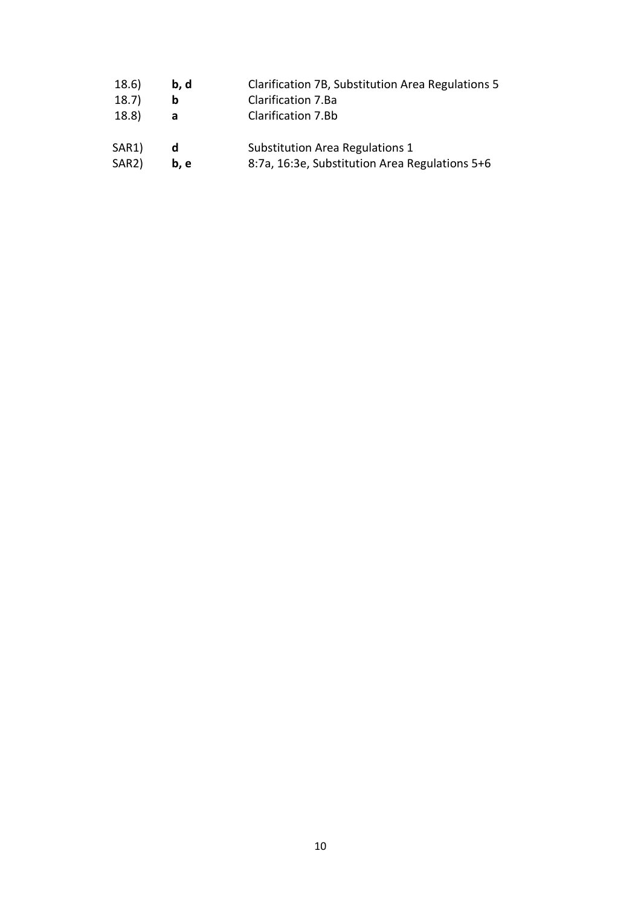| | | |
|---|---|---|
| 18.6) | **b, d** | Clarification 7B, Substitution Area Regulations 5 |
| 18.7) | **b** | Clarification 7.Ba |
| 18.8) | **a** | Clarification 7.Bb |
| | | |
| SAR1) | **d** | Substitution Area Regulations 1 |
| SAR2) | **b, e** | 8:7a, 16:3e, Substitution Area Regulations 5+6 |